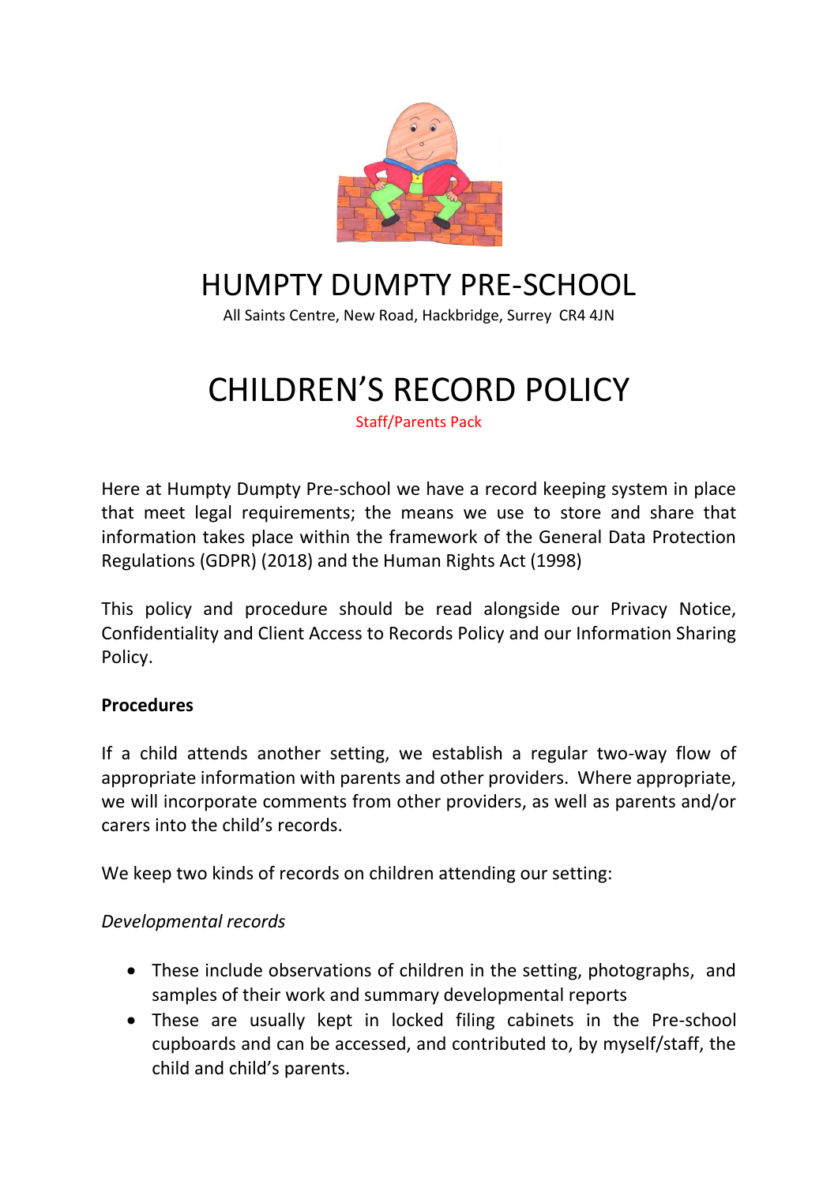# HUMPTY DUMPTY PRE-SCHOOL

All Saints Centre, New Road, Hackbridge, Surrey CR4 4JN

# CHILDREN'S RECORD POLICY

Staff/Parents Pack

Here at Humpty Dumpty Pre-school we have a record keeping system in place that meet legal requirements; the means we use to store and share that information takes place within the framework of the General Data Protection Regulations (GDPR) (2018) and the Human Rights Act (1998)

This policy and procedure should be read alongside our Privacy Notice, Confidentiality and Client Access to Records Policy and our Information Sharing Policy.

**Procedures**

If a child attends another setting, we establish a regular two-way flow of appropriate information with parents and other providers. Where appropriate, we will incorporate comments from other providers, as well as parents and/or carers into the child's records.

We keep two kinds of records on children attending our setting:

*Developmental records*

- These include observations of children in the setting, photographs, and samples of their work and summary developmental reports
- These are usually kept in locked filing cabinets in the Pre-school cupboards and can be accessed, and contributed to, by myself/staff, the child and child's parents.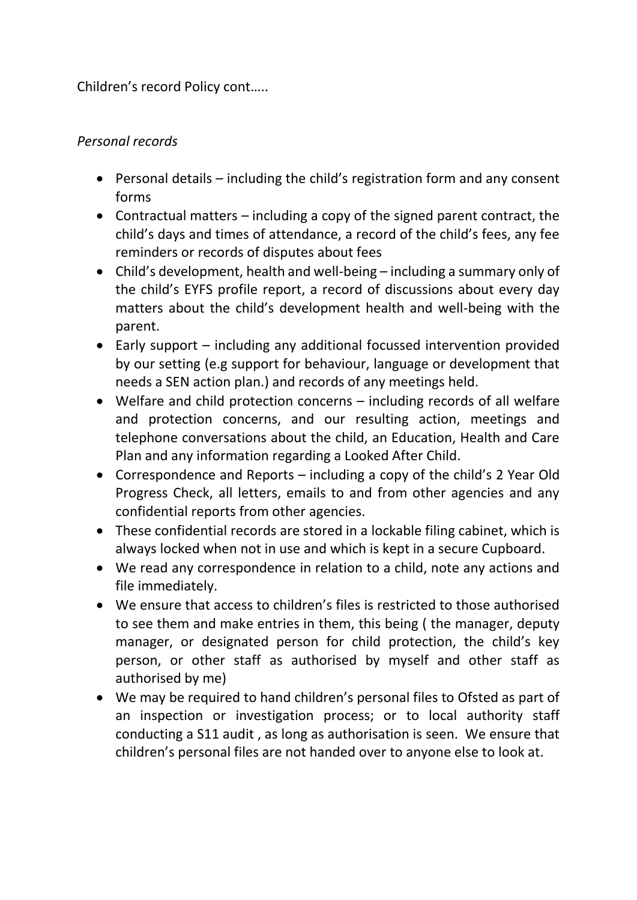Children's record Policy cont…..

*Personal records*

- Personal details – including the child's registration form and any consent forms
- Contractual matters – including a copy of the signed parent contract, the child's days and times of attendance, a record of the child's fees, any fee reminders or records of disputes about fees
- Child's development, health and well-being – including a summary only of the child's EYFS profile report, a record of discussions about every day matters about the child's development health and well-being with the parent.
- Early support – including any additional focussed intervention provided by our setting (e.g support for behaviour, language or development that needs a SEN action plan.) and records of any meetings held.
- Welfare and child protection concerns – including records of all welfare and protection concerns, and our resulting action, meetings and telephone conversations about the child, an Education, Health and Care Plan and any information regarding a Looked After Child.
- Correspondence and Reports – including a copy of the child's 2 Year Old Progress Check, all letters, emails to and from other agencies and any confidential reports from other agencies.
- These confidential records are stored in a lockable filing cabinet, which is always locked when not in use and which is kept in a secure Cupboard.
- We read any correspondence in relation to a child, note any actions and file immediately.
- We ensure that access to children's files is restricted to those authorised to see them and make entries in them, this being ( the manager, deputy manager, or designated person for child protection, the child's key person, or other staff as authorised by myself and other staff as authorised by me)
- We may be required to hand children's personal files to Ofsted as part of an inspection or investigation process; or to local authority staff conducting a S11 audit , as long as authorisation is seen. We ensure that children's personal files are not handed over to anyone else to look at.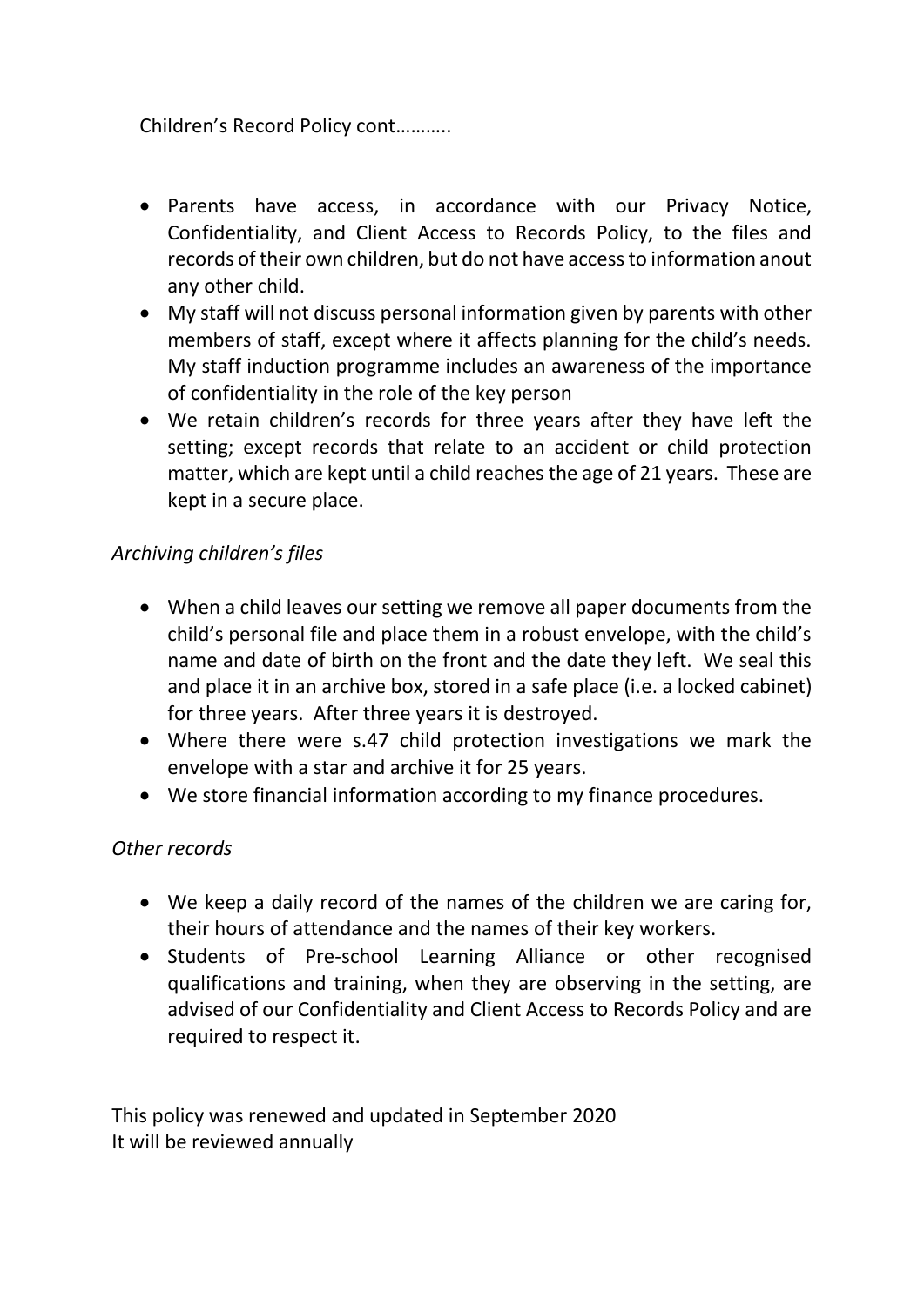Children's Record Policy cont………..

- Parents have access, in accordance with our Privacy Notice, Confidentiality, and Client Access to Records Policy, to the files and records of their own children, but do not have access to information anout any other child.
- My staff will not discuss personal information given by parents with other members of staff, except where it affects planning for the child's needs. My staff induction programme includes an awareness of the importance of confidentiality in the role of the key person
- We retain children's records for three years after they have left the setting; except records that relate to an accident or child protection matter, which are kept until a child reaches the age of 21 years. These are kept in a secure place.

*Archiving children's files*

- When a child leaves our setting we remove all paper documents from the child's personal file and place them in a robust envelope, with the child's name and date of birth on the front and the date they left. We seal this and place it in an archive box, stored in a safe place (i.e. a locked cabinet) for three years. After three years it is destroyed.
- Where there were s.47 child protection investigations we mark the envelope with a star and archive it for 25 years.
- We store financial information according to my finance procedures.

*Other records*

- We keep a daily record of the names of the children we are caring for, their hours of attendance and the names of their key workers.
- Students of Pre-school Learning Alliance or other recognised qualifications and training, when they are observing in the setting, are advised of our Confidentiality and Client Access to Records Policy and are required to respect it.

This policy was renewed and updated in September 2020
It will be reviewed annually